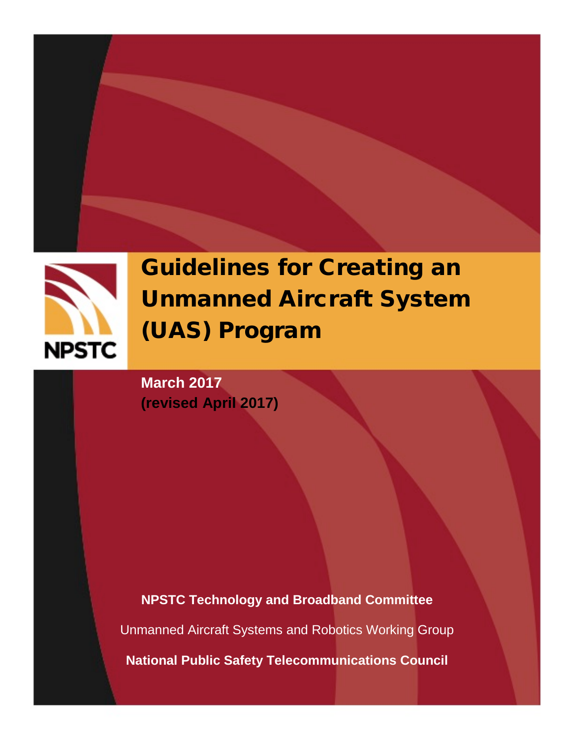NPSTC

# Guidelines for Creating an Unmanned Aircraft System (UAS) Program

**March 2017**
**(revised April 2017)**

**NPSTC Technology and Broadband Committee**

Unmanned Aircraft Systems and Robotics Working Group

**National Public Safety Telecommunications Council**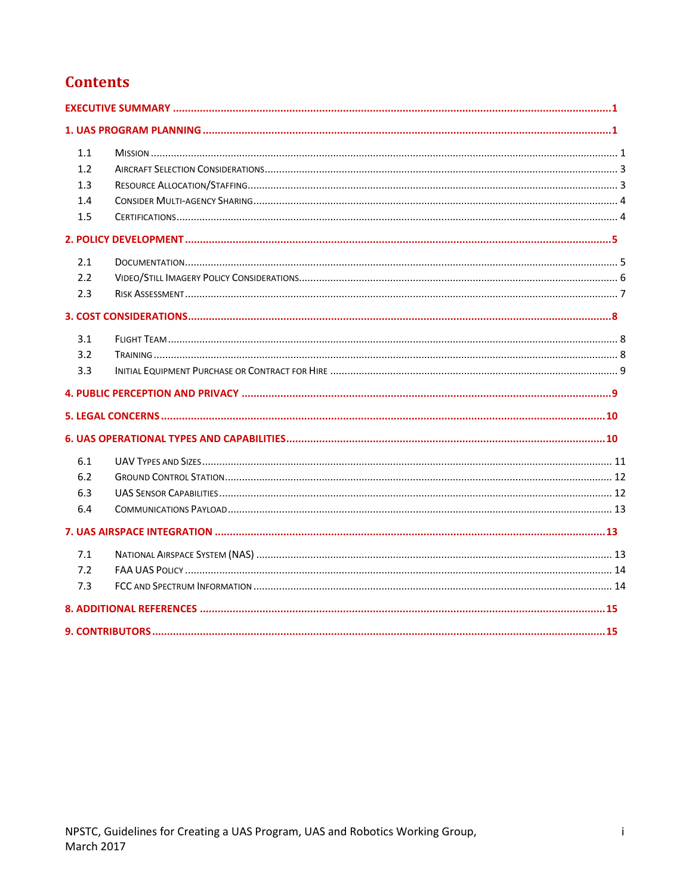# Contents

**EXECUTIVE SUMMARY** ........................................ **1**

**1. UAS PROGRAM PLANNING** ........................................ **1**

- 1.1 Mission ........................................ 1
- 1.2 Aircraft Selection Considerations ........................................ 3
- 1.3 Resource Allocation/Staffing ........................................ 3
- 1.4 Consider Multi-agency Sharing ........................................ 4
- 1.5 Certifications ........................................ 4

**2. POLICY DEVELOPMENT** ........................................ **5**

- 2.1 Documentation ........................................ 5
- 2.2 Video/Still Imagery Policy Considerations ........................................ 6
- 2.3 Risk Assessment ........................................ 7

**3. COST CONSIDERATIONS** ........................................ **8**

- 3.1 Flight Team ........................................ 8
- 3.2 Training ........................................ 8
- 3.3 Initial Equipment Purchase or Contract for Hire ........................................ 9

**4. PUBLIC PERCEPTION AND PRIVACY** ........................................ **9**

**5. LEGAL CONCERNS** ........................................ **10**

**6. UAS OPERATIONAL TYPES AND CAPABILITIES** ........................................ **10**

- 6.1 UAV Types and Sizes ........................................ 11
- 6.2 Ground Control Station ........................................ 12
- 6.3 UAS Sensor Capabilities ........................................ 12
- 6.4 Communications Payload ........................................ 13

**7. UAS AIRSPACE INTEGRATION** ........................................ **13**

- 7.1 National Airspace System (NAS) ........................................ 13
- 7.2 FAA UAS Policy ........................................ 14
- 7.3 FCC and Spectrum Information ........................................ 14

**8. ADDITIONAL REFERENCES** ........................................ **15**

**9. CONTRIBUTORS** ........................................ **15**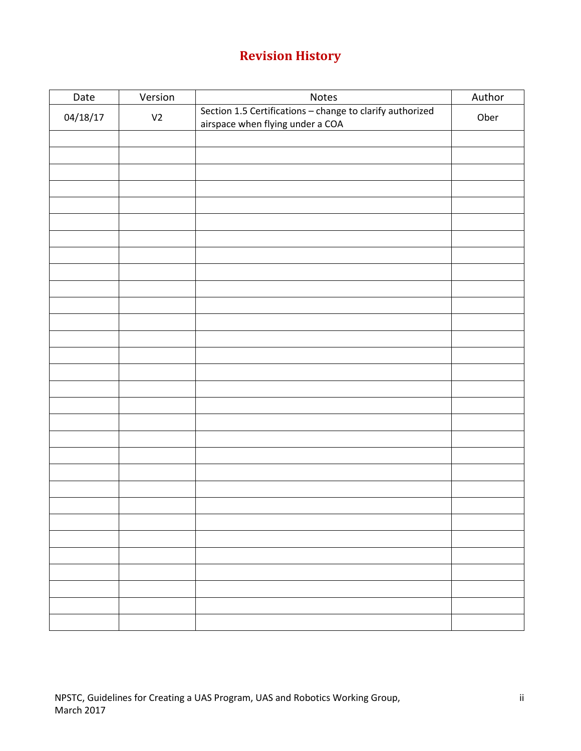# Revision History

| Date | Version | Notes | Author |
|---|---|---|---|
| 04/18/17 | V2 | Section 1.5 Certifications – change to clarify authorized airspace when flying under a COA | Ober |
| | | | |
| | | | |
| | | | |
| | | | |
| | | | |
| | | | |
| | | | |
| | | | |
| | | | |
| | | | |
| | | | |
| | | | |
| | | | |
| | | | |
| | | | |
| | | | |
| | | | |
| | | | |
| | | | |
| | | | |
| | | | |
| | | | |
| | | | |
| | | | |
| | | | |
| | | | |
| | | | |
| | | | |
| | | | |
| | | | |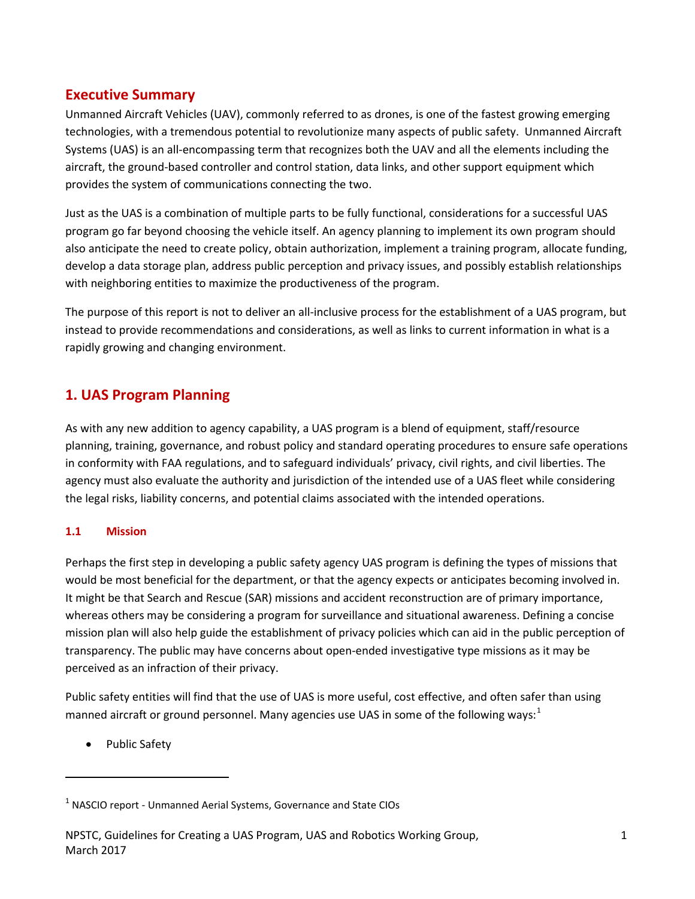## Executive Summary

Unmanned Aircraft Vehicles (UAV), commonly referred to as drones, is one of the fastest growing emerging technologies, with a tremendous potential to revolutionize many aspects of public safety. Unmanned Aircraft Systems (UAS) is an all-encompassing term that recognizes both the UAV and all the elements including the aircraft, the ground-based controller and control station, data links, and other support equipment which provides the system of communications connecting the two.

Just as the UAS is a combination of multiple parts to be fully functional, considerations for a successful UAS program go far beyond choosing the vehicle itself. An agency planning to implement its own program should also anticipate the need to create policy, obtain authorization, implement a training program, allocate funding, develop a data storage plan, address public perception and privacy issues, and possibly establish relationships with neighboring entities to maximize the productiveness of the program.

The purpose of this report is not to deliver an all-inclusive process for the establishment of a UAS program, but instead to provide recommendations and considerations, as well as links to current information in what is a rapidly growing and changing environment.

## 1. UAS Program Planning

As with any new addition to agency capability, a UAS program is a blend of equipment, staff/resource planning, training, governance, and robust policy and standard operating procedures to ensure safe operations in conformity with FAA regulations, and to safeguard individuals' privacy, civil rights, and civil liberties. The agency must also evaluate the authority and jurisdiction of the intended use of a UAS fleet while considering the legal risks, liability concerns, and potential claims associated with the intended operations.

### 1.1 Mission

Perhaps the first step in developing a public safety agency UAS program is defining the types of missions that would be most beneficial for the department, or that the agency expects or anticipates becoming involved in. It might be that Search and Rescue (SAR) missions and accident reconstruction are of primary importance, whereas others may be considering a program for surveillance and situational awareness. Defining a concise mission plan will also help guide the establishment of privacy policies which can aid in the public perception of transparency. The public may have concerns about open-ended investigative type missions as it may be perceived as an infraction of their privacy.

Public safety entities will find that the use of UAS is more useful, cost effective, and often safer than using manned aircraft or ground personnel. Many agencies use UAS in some of the following ways:[1]

- Public Safety

---

[1] NASCIO report - Unmanned Aerial Systems, Governance and State CIOs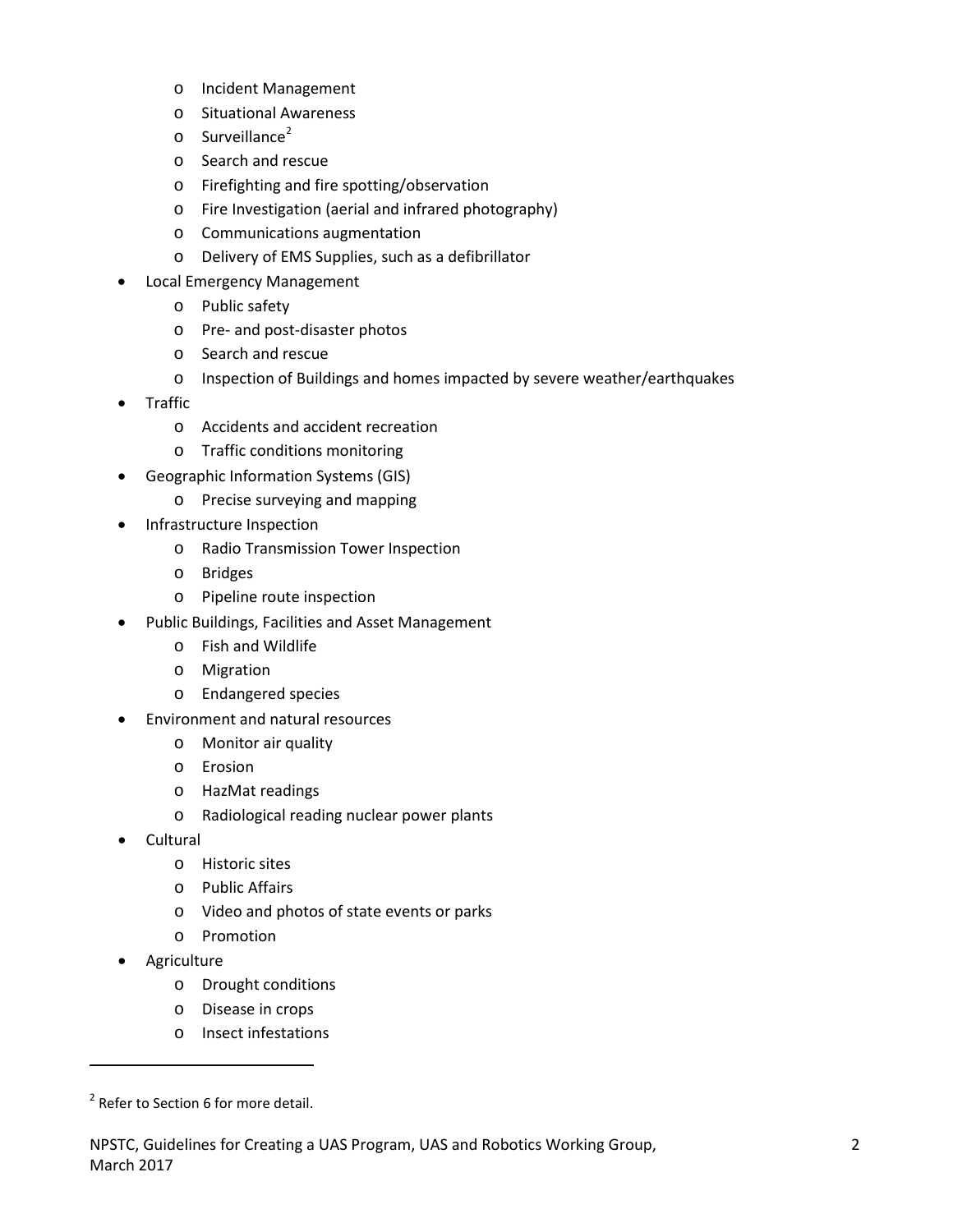- Incident Management
    - Situational Awareness
    - Surveillance[2]
    - Search and rescue
    - Firefighting and fire spotting/observation
    - Fire Investigation (aerial and infrared photography)
    - Communications augmentation
    - Delivery of EMS Supplies, such as a defibrillator
- Local Emergency Management
    - Public safety
    - Pre- and post-disaster photos
    - Search and rescue
    - Inspection of Buildings and homes impacted by severe weather/earthquakes
- Traffic
    - Accidents and accident recreation
    - Traffic conditions monitoring
- Geographic Information Systems (GIS)
    - Precise surveying and mapping
- Infrastructure Inspection
    - Radio Transmission Tower Inspection
    - Bridges
    - Pipeline route inspection
- Public Buildings, Facilities and Asset Management
    - Fish and Wildlife
    - Migration
    - Endangered species
- Environment and natural resources
    - Monitor air quality
    - Erosion
    - HazMat readings
    - Radiological reading nuclear power plants
- Cultural
    - Historic sites
    - Public Affairs
    - Video and photos of state events or parks
    - Promotion
- Agriculture
    - Drought conditions
    - Disease in crops
    - Insect infestations

---

[2] Refer to Section 6 for more detail.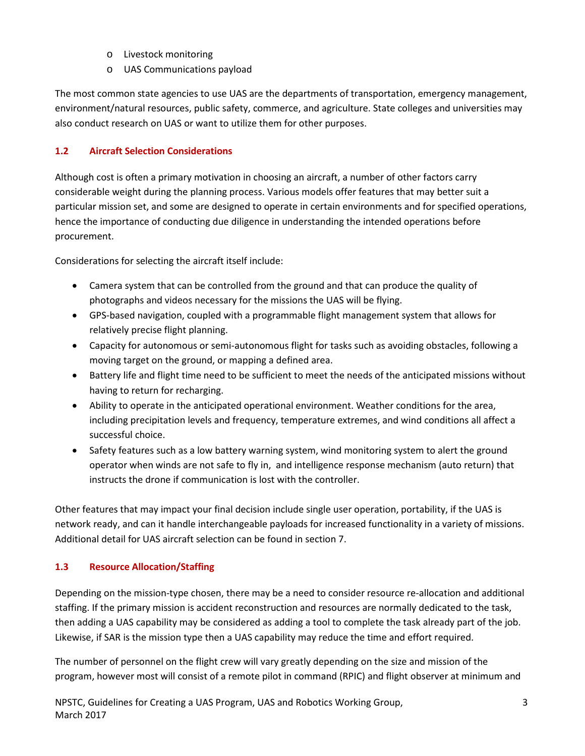- Livestock monitoring
- UAS Communications payload

The most common state agencies to use UAS are the departments of transportation, emergency management, environment/natural resources, public safety, commerce, and agriculture. State colleges and universities may also conduct research on UAS or want to utilize them for other purposes.

### 1.2 Aircraft Selection Considerations

Although cost is often a primary motivation in choosing an aircraft, a number of other factors carry considerable weight during the planning process. Various models offer features that may better suit a particular mission set, and some are designed to operate in certain environments and for specified operations, hence the importance of conducting due diligence in understanding the intended operations before procurement.

Considerations for selecting the aircraft itself include:

- Camera system that can be controlled from the ground and that can produce the quality of photographs and videos necessary for the missions the UAS will be flying.
- GPS-based navigation, coupled with a programmable flight management system that allows for relatively precise flight planning.
- Capacity for autonomous or semi-autonomous flight for tasks such as avoiding obstacles, following a moving target on the ground, or mapping a defined area.
- Battery life and flight time need to be sufficient to meet the needs of the anticipated missions without having to return for recharging.
- Ability to operate in the anticipated operational environment. Weather conditions for the area, including precipitation levels and frequency, temperature extremes, and wind conditions all affect a successful choice.
- Safety features such as a low battery warning system, wind monitoring system to alert the ground operator when winds are not safe to fly in, and intelligence response mechanism (auto return) that instructs the drone if communication is lost with the controller.

Other features that may impact your final decision include single user operation, portability, if the UAS is network ready, and can it handle interchangeable payloads for increased functionality in a variety of missions. Additional detail for UAS aircraft selection can be found in section 7.

### 1.3 Resource Allocation/Staffing

Depending on the mission-type chosen, there may be a need to consider resource re-allocation and additional staffing. If the primary mission is accident reconstruction and resources are normally dedicated to the task, then adding a UAS capability may be considered as adding a tool to complete the task already part of the job. Likewise, if SAR is the mission type then a UAS capability may reduce the time and effort required.

The number of personnel on the flight crew will vary greatly depending on the size and mission of the program, however most will consist of a remote pilot in command (RPIC) and flight observer at minimum and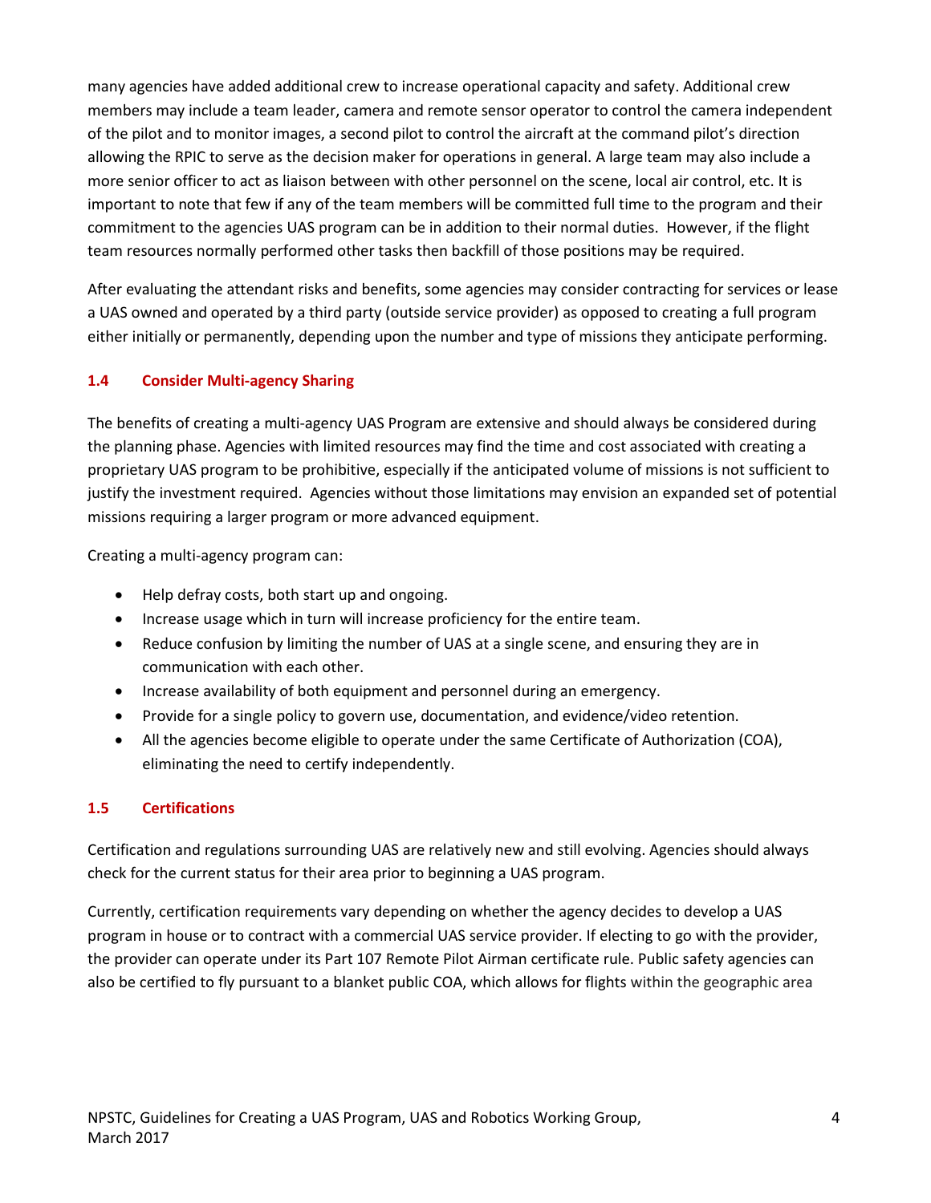many agencies have added additional crew to increase operational capacity and safety. Additional crew members may include a team leader, camera and remote sensor operator to control the camera independent of the pilot and to monitor images, a second pilot to control the aircraft at the command pilot's direction allowing the RPIC to serve as the decision maker for operations in general. A large team may also include a more senior officer to act as liaison between with other personnel on the scene, local air control, etc. It is important to note that few if any of the team members will be committed full time to the program and their commitment to the agencies UAS program can be in addition to their normal duties. However, if the flight team resources normally performed other tasks then backfill of those positions may be required.

After evaluating the attendant risks and benefits, some agencies may consider contracting for services or lease a UAS owned and operated by a third party (outside service provider) as opposed to creating a full program either initially or permanently, depending upon the number and type of missions they anticipate performing.

### 1.4 Consider Multi-agency Sharing

The benefits of creating a multi-agency UAS Program are extensive and should always be considered during the planning phase. Agencies with limited resources may find the time and cost associated with creating a proprietary UAS program to be prohibitive, especially if the anticipated volume of missions is not sufficient to justify the investment required. Agencies without those limitations may envision an expanded set of potential missions requiring a larger program or more advanced equipment.

Creating a multi-agency program can:

- Help defray costs, both start up and ongoing.
- Increase usage which in turn will increase proficiency for the entire team.
- Reduce confusion by limiting the number of UAS at a single scene, and ensuring they are in communication with each other.
- Increase availability of both equipment and personnel during an emergency.
- Provide for a single policy to govern use, documentation, and evidence/video retention.
- All the agencies become eligible to operate under the same Certificate of Authorization (COA), eliminating the need to certify independently.

### 1.5 Certifications

Certification and regulations surrounding UAS are relatively new and still evolving. Agencies should always check for the current status for their area prior to beginning a UAS program.

Currently, certification requirements vary depending on whether the agency decides to develop a UAS program in house or to contract with a commercial UAS service provider. If electing to go with the provider, the provider can operate under its Part 107 Remote Pilot Airman certificate rule. Public safety agencies can also be certified to fly pursuant to a blanket public COA, which allows for flights within the geographic area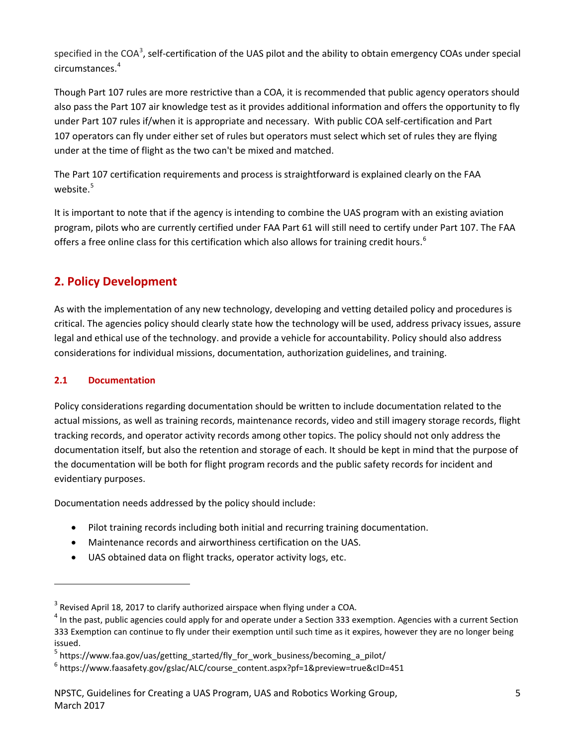specified in the COA[3], self-certification of the UAS pilot and the ability to obtain emergency COAs under special circumstances.[4]

Though Part 107 rules are more restrictive than a COA, it is recommended that public agency operators should also pass the Part 107 air knowledge test as it provides additional information and offers the opportunity to fly under Part 107 rules if/when it is appropriate and necessary. With public COA self-certification and Part 107 operators can fly under either set of rules but operators must select which set of rules they are flying under at the time of flight as the two can't be mixed and matched.

The Part 107 certification requirements and process is straightforward is explained clearly on the FAA website.[5]

It is important to note that if the agency is intending to combine the UAS program with an existing aviation program, pilots who are currently certified under FAA Part 61 will still need to certify under Part 107. The FAA offers a free online class for this certification which also allows for training credit hours.[6]

## 2. Policy Development

As with the implementation of any new technology, developing and vetting detailed policy and procedures is critical. The agencies policy should clearly state how the technology will be used, address privacy issues, assure legal and ethical use of the technology. and provide a vehicle for accountability. Policy should also address considerations for individual missions, documentation, authorization guidelines, and training.

### 2.1 Documentation

Policy considerations regarding documentation should be written to include documentation related to the actual missions, as well as training records, maintenance records, video and still imagery storage records, flight tracking records, and operator activity records among other topics. The policy should not only address the documentation itself, but also the retention and storage of each. It should be kept in mind that the purpose of the documentation will be both for flight program records and the public safety records for incident and evidentiary purposes.

Documentation needs addressed by the policy should include:

- Pilot training records including both initial and recurring training documentation.
- Maintenance records and airworthiness certification on the UAS.
- UAS obtained data on flight tracks, operator activity logs, etc.

---

[3] Revised April 18, 2017 to clarify authorized airspace when flying under a COA.

[4] In the past, public agencies could apply for and operate under a Section 333 exemption. Agencies with a current Section 333 Exemption can continue to fly under their exemption until such time as it expires, however they are no longer being issued.

[5] https://www.faa.gov/uas/getting_started/fly_for_work_business/becoming_a_pilot/

[6] https://www.faasafety.gov/gslac/ALC/course_content.aspx?pf=1&preview=true&cID=451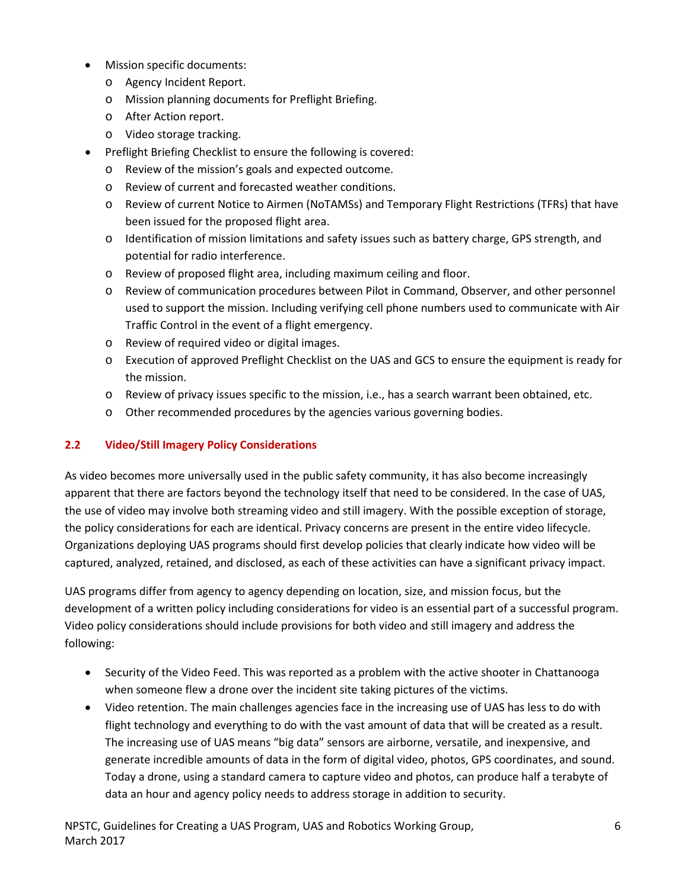- Mission specific documents:
  - Agency Incident Report.
  - Mission planning documents for Preflight Briefing.
  - After Action report.
  - Video storage tracking.
- Preflight Briefing Checklist to ensure the following is covered:
  - Review of the mission's goals and expected outcome.
  - Review of current and forecasted weather conditions.
  - Review of current Notice to Airmen (NoTAMSs) and Temporary Flight Restrictions (TFRs) that have been issued for the proposed flight area.
  - Identification of mission limitations and safety issues such as battery charge, GPS strength, and potential for radio interference.
  - Review of proposed flight area, including maximum ceiling and floor.
  - Review of communication procedures between Pilot in Command, Observer, and other personnel used to support the mission. Including verifying cell phone numbers used to communicate with Air Traffic Control in the event of a flight emergency.
  - Review of required video or digital images.
  - Execution of approved Preflight Checklist on the UAS and GCS to ensure the equipment is ready for the mission.
  - Review of privacy issues specific to the mission, i.e., has a search warrant been obtained, etc.
  - Other recommended procedures by the agencies various governing bodies.

## 2.2 Video/Still Imagery Policy Considerations

As video becomes more universally used in the public safety community, it has also become increasingly apparent that there are factors beyond the technology itself that need to be considered. In the case of UAS, the use of video may involve both streaming video and still imagery. With the possible exception of storage, the policy considerations for each are identical. Privacy concerns are present in the entire video lifecycle. Organizations deploying UAS programs should first develop policies that clearly indicate how video will be captured, analyzed, retained, and disclosed, as each of these activities can have a significant privacy impact.

UAS programs differ from agency to agency depending on location, size, and mission focus, but the development of a written policy including considerations for video is an essential part of a successful program. Video policy considerations should include provisions for both video and still imagery and address the following:

- Security of the Video Feed. This was reported as a problem with the active shooter in Chattanooga when someone flew a drone over the incident site taking pictures of the victims.
- Video retention. The main challenges agencies face in the increasing use of UAS has less to do with flight technology and everything to do with the vast amount of data that will be created as a result. The increasing use of UAS means "big data" sensors are airborne, versatile, and inexpensive, and generate incredible amounts of data in the form of digital video, photos, GPS coordinates, and sound. Today a drone, using a standard camera to capture video and photos, can produce half a terabyte of data an hour and agency policy needs to address storage in addition to security.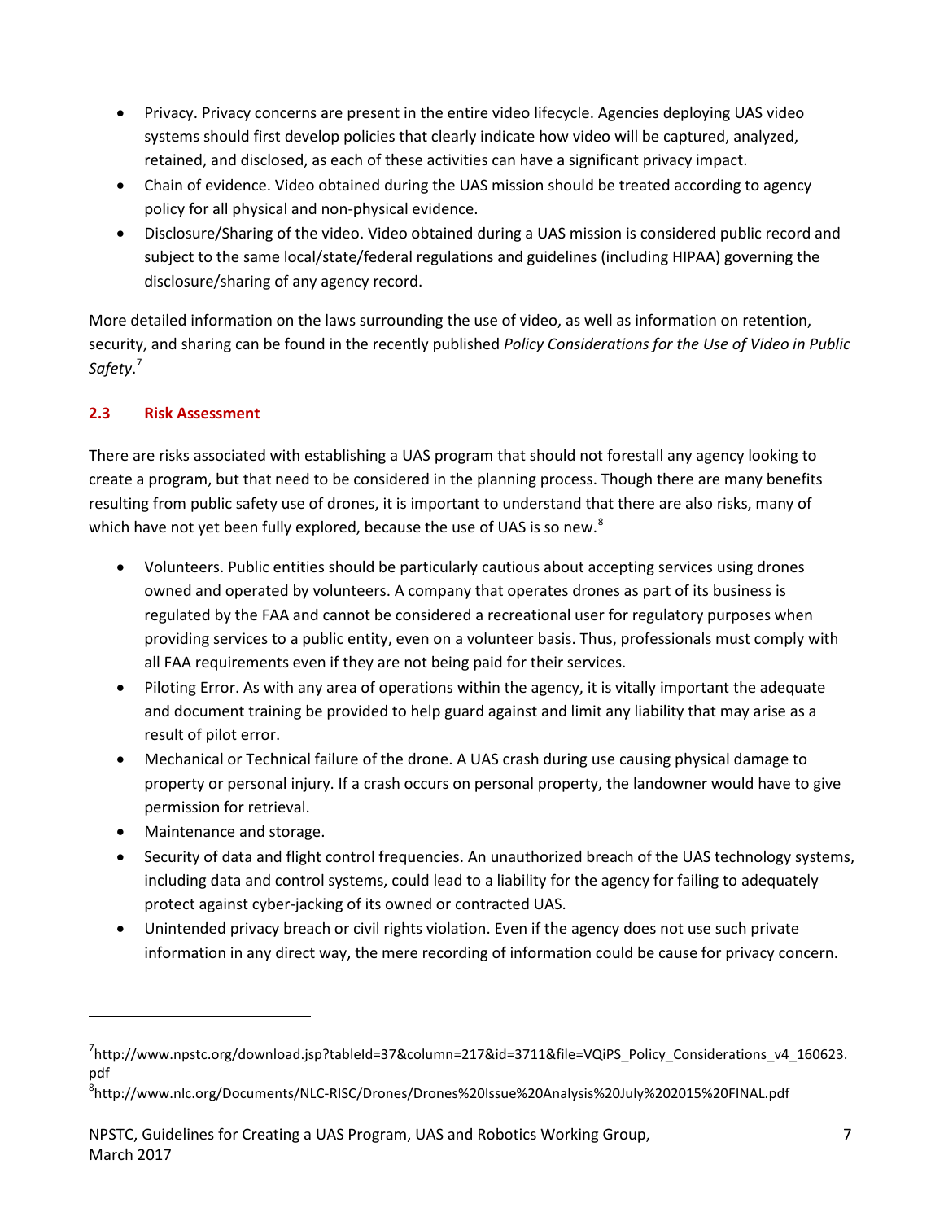- Privacy. Privacy concerns are present in the entire video lifecycle. Agencies deploying UAS video systems should first develop policies that clearly indicate how video will be captured, analyzed, retained, and disclosed, as each of these activities can have a significant privacy impact.
- Chain of evidence. Video obtained during the UAS mission should be treated according to agency policy for all physical and non-physical evidence.
- Disclosure/Sharing of the video. Video obtained during a UAS mission is considered public record and subject to the same local/state/federal regulations and guidelines (including HIPAA) governing the disclosure/sharing of any agency record.

More detailed information on the laws surrounding the use of video, as well as information on retention, security, and sharing can be found in the recently published *Policy Considerations for the Use of Video in Public Safety*.[7]

### 2.3 Risk Assessment

There are risks associated with establishing a UAS program that should not forestall any agency looking to create a program, but that need to be considered in the planning process. Though there are many benefits resulting from public safety use of drones, it is important to understand that there are also risks, many of which have not yet been fully explored, because the use of UAS is so new.[8]

- Volunteers. Public entities should be particularly cautious about accepting services using drones owned and operated by volunteers. A company that operates drones as part of its business is regulated by the FAA and cannot be considered a recreational user for regulatory purposes when providing services to a public entity, even on a volunteer basis. Thus, professionals must comply with all FAA requirements even if they are not being paid for their services.
- Piloting Error. As with any area of operations within the agency, it is vitally important the adequate and document training be provided to help guard against and limit any liability that may arise as a result of pilot error.
- Mechanical or Technical failure of the drone. A UAS crash during use causing physical damage to property or personal injury. If a crash occurs on personal property, the landowner would have to give permission for retrieval.
- Maintenance and storage.
- Security of data and flight control frequencies. An unauthorized breach of the UAS technology systems, including data and control systems, could lead to a liability for the agency for failing to adequately protect against cyber-jacking of its owned or contracted UAS.
- Unintended privacy breach or civil rights violation. Even if the agency does not use such private information in any direct way, the mere recording of information could be cause for privacy concern.

---

[7] http://www.npstc.org/download.jsp?tableId=37&column=217&id=3711&file=VQiPS_Policy_Considerations_v4_160623.pdf

[8] http://www.nlc.org/Documents/NLC-RISC/Drones/Drones%20Issue%20Analysis%20July%202015%20FINAL.pdf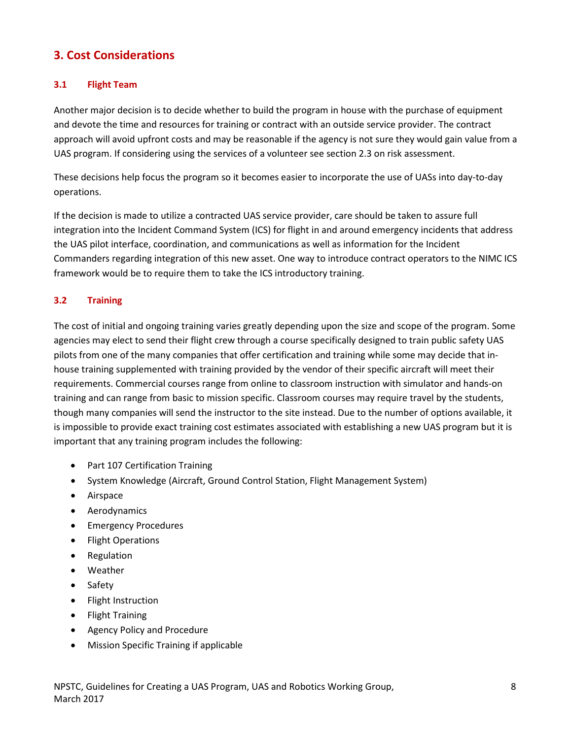## 3. Cost Considerations

### 3.1 Flight Team

Another major decision is to decide whether to build the program in house with the purchase of equipment and devote the time and resources for training or contract with an outside service provider. The contract approach will avoid upfront costs and may be reasonable if the agency is not sure they would gain value from a UAS program. If considering using the services of a volunteer see section 2.3 on risk assessment.

These decisions help focus the program so it becomes easier to incorporate the use of UASs into day-to-day operations.

If the decision is made to utilize a contracted UAS service provider, care should be taken to assure full integration into the Incident Command System (ICS) for flight in and around emergency incidents that address the UAS pilot interface, coordination, and communications as well as information for the Incident Commanders regarding integration of this new asset. One way to introduce contract operators to the NIMC ICS framework would be to require them to take the ICS introductory training.

### 3.2 Training

The cost of initial and ongoing training varies greatly depending upon the size and scope of the program. Some agencies may elect to send their flight crew through a course specifically designed to train public safety UAS pilots from one of the many companies that offer certification and training while some may decide that in-house training supplemented with training provided by the vendor of their specific aircraft will meet their requirements. Commercial courses range from online to classroom instruction with simulator and hands-on training and can range from basic to mission specific. Classroom courses may require travel by the students, though many companies will send the instructor to the site instead. Due to the number of options available, it is impossible to provide exact training cost estimates associated with establishing a new UAS program but it is important that any training program includes the following:

- Part 107 Certification Training
- System Knowledge (Aircraft, Ground Control Station, Flight Management System)
- Airspace
- Aerodynamics
- Emergency Procedures
- Flight Operations
- Regulation
- Weather
- Safety
- Flight Instruction
- Flight Training
- Agency Policy and Procedure
- Mission Specific Training if applicable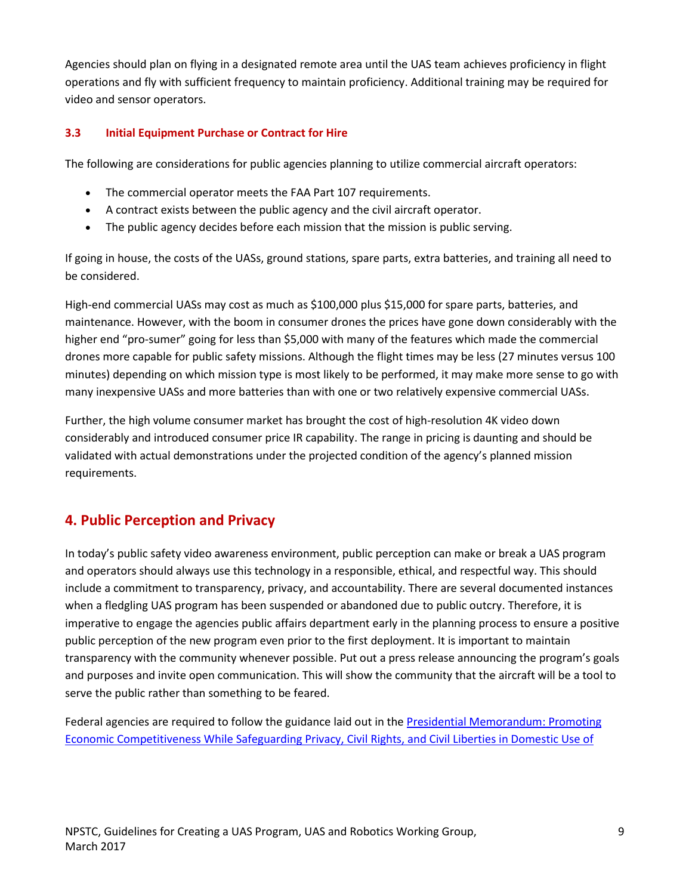Agencies should plan on flying in a designated remote area until the UAS team achieves proficiency in flight operations and fly with sufficient frequency to maintain proficiency. Additional training may be required for video and sensor operators.

### 3.3 Initial Equipment Purchase or Contract for Hire

The following are considerations for public agencies planning to utilize commercial aircraft operators:

- The commercial operator meets the FAA Part 107 requirements.
- A contract exists between the public agency and the civil aircraft operator.
- The public agency decides before each mission that the mission is public serving.

If going in house, the costs of the UASs, ground stations, spare parts, extra batteries, and training all need to be considered.

High-end commercial UASs may cost as much as $100,000 plus $15,000 for spare parts, batteries, and maintenance. However, with the boom in consumer drones the prices have gone down considerably with the higher end "pro-sumer" going for less than $5,000 with many of the features which made the commercial drones more capable for public safety missions. Although the flight times may be less (27 minutes versus 100 minutes) depending on which mission type is most likely to be performed, it may make more sense to go with many inexpensive UASs and more batteries than with one or two relatively expensive commercial UASs.

Further, the high volume consumer market has brought the cost of high-resolution 4K video down considerably and introduced consumer price IR capability. The range in pricing is daunting and should be validated with actual demonstrations under the projected condition of the agency's planned mission requirements.

## 4. Public Perception and Privacy

In today's public safety video awareness environment, public perception can make or break a UAS program and operators should always use this technology in a responsible, ethical, and respectful way. This should include a commitment to transparency, privacy, and accountability. There are several documented instances when a fledgling UAS program has been suspended or abandoned due to public outcry. Therefore, it is imperative to engage the agencies public affairs department early in the planning process to ensure a positive public perception of the new program even prior to the first deployment. It is important to maintain transparency with the community whenever possible. Put out a press release announcing the program's goals and purposes and invite open communication. This will show the community that the aircraft will be a tool to serve the public rather than something to be feared.

Federal agencies are required to follow the guidance laid out in the Presidential Memorandum: Promoting Economic Competitiveness While Safeguarding Privacy, Civil Rights, and Civil Liberties in Domestic Use of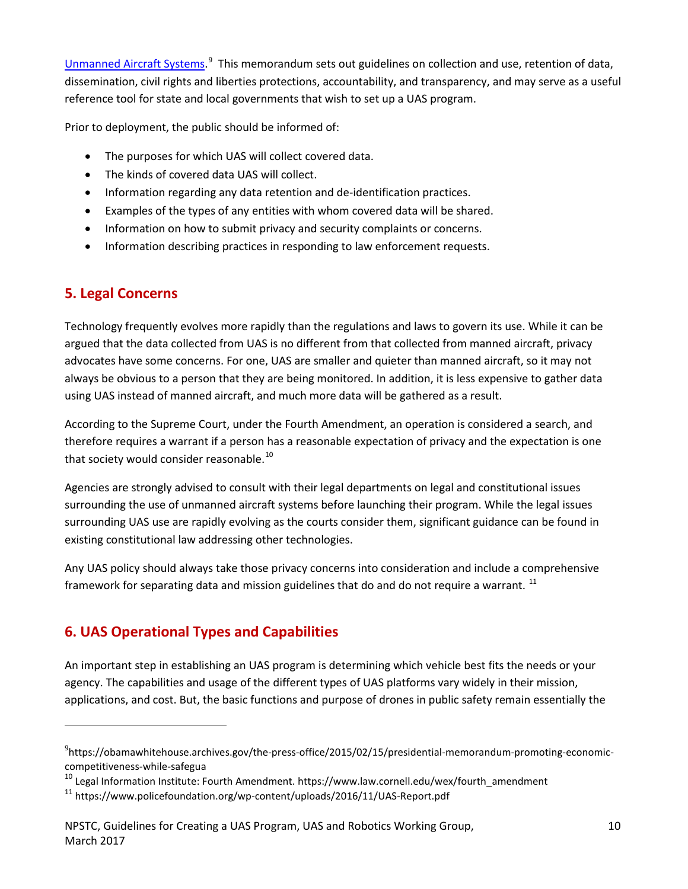Unmanned Aircraft Systems.[9] This memorandum sets out guidelines on collection and use, retention of data, dissemination, civil rights and liberties protections, accountability, and transparency, and may serve as a useful reference tool for state and local governments that wish to set up a UAS program.

Prior to deployment, the public should be informed of:

- The purposes for which UAS will collect covered data.
- The kinds of covered data UAS will collect.
- Information regarding any data retention and de-identification practices.
- Examples of the types of any entities with whom covered data will be shared.
- Information on how to submit privacy and security complaints or concerns.
- Information describing practices in responding to law enforcement requests.

## 5. Legal Concerns

Technology frequently evolves more rapidly than the regulations and laws to govern its use. While it can be argued that the data collected from UAS is no different from that collected from manned aircraft, privacy advocates have some concerns. For one, UAS are smaller and quieter than manned aircraft, so it may not always be obvious to a person that they are being monitored. In addition, it is less expensive to gather data using UAS instead of manned aircraft, and much more data will be gathered as a result.

According to the Supreme Court, under the Fourth Amendment, an operation is considered a search, and therefore requires a warrant if a person has a reasonable expectation of privacy and the expectation is one that society would consider reasonable.[10]

Agencies are strongly advised to consult with their legal departments on legal and constitutional issues surrounding the use of unmanned aircraft systems before launching their program. While the legal issues surrounding UAS use are rapidly evolving as the courts consider them, significant guidance can be found in existing constitutional law addressing other technologies.

Any UAS policy should always take those privacy concerns into consideration and include a comprehensive framework for separating data and mission guidelines that do and do not require a warrant. [11]

## 6. UAS Operational Types and Capabilities

An important step in establishing an UAS program is determining which vehicle best fits the needs or your agency. The capabilities and usage of the different types of UAS platforms vary widely in their mission, applications, and cost. But, the basic functions and purpose of drones in public safety remain essentially the

---

[9] https://obamawhitehouse.archives.gov/the-press-office/2015/02/15/presidential-memorandum-promoting-economic-competitiveness-while-safegua

[10] Legal Information Institute: Fourth Amendment. https://www.law.cornell.edu/wex/fourth_amendment

[11] https://www.policefoundation.org/wp-content/uploads/2016/11/UAS-Report.pdf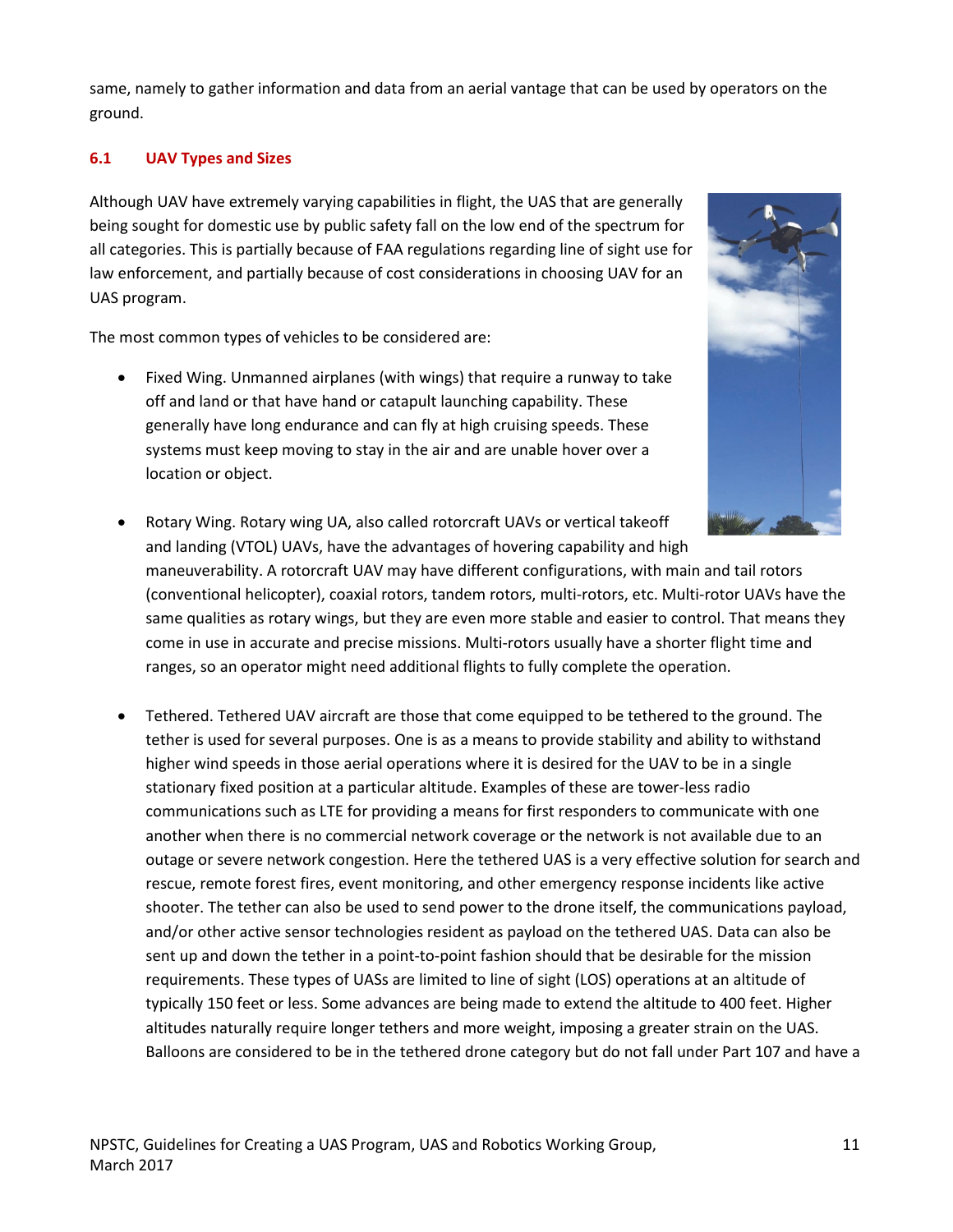same, namely to gather information and data from an aerial vantage that can be used by operators on the ground.

## 6.1 UAV Types and Sizes

Although UAV have extremely varying capabilities in flight, the UAS that are generally being sought for domestic use by public safety fall on the low end of the spectrum for all categories. This is partially because of FAA regulations regarding line of sight use for law enforcement, and partially because of cost considerations in choosing UAV for an UAS program.

The most common types of vehicles to be considered are:

- Fixed Wing. Unmanned airplanes (with wings) that require a runway to take off and land or that have hand or catapult launching capability. These generally have long endurance and can fly at high cruising speeds. These systems must keep moving to stay in the air and are unable hover over a location or object.

- Rotary Wing. Rotary wing UA, also called rotorcraft UAVs or vertical takeoff and landing (VTOL) UAVs, have the advantages of hovering capability and high maneuverability. A rotorcraft UAV may have different configurations, with main and tail rotors (conventional helicopter), coaxial rotors, tandem rotors, multi-rotors, etc. Multi-rotor UAVs have the same qualities as rotary wings, but they are even more stable and easier to control. That means they come in use in accurate and precise missions. Multi-rotors usually have a shorter flight time and ranges, so an operator might need additional flights to fully complete the operation.

- Tethered. Tethered UAV aircraft are those that come equipped to be tethered to the ground. The tether is used for several purposes. One is as a means to provide stability and ability to withstand higher wind speeds in those aerial operations where it is desired for the UAV to be in a single stationary fixed position at a particular altitude. Examples of these are tower-less radio communications such as LTE for providing a means for first responders to communicate with one another when there is no commercial network coverage or the network is not available due to an outage or severe network congestion. Here the tethered UAS is a very effective solution for search and rescue, remote forest fires, event monitoring, and other emergency response incidents like active shooter. The tether can also be used to send power to the drone itself, the communications payload, and/or other active sensor technologies resident as payload on the tethered UAS. Data can also be sent up and down the tether in a point-to-point fashion should that be desirable for the mission requirements. These types of UASs are limited to line of sight (LOS) operations at an altitude of typically 150 feet or less. Some advances are being made to extend the altitude to 400 feet. Higher altitudes naturally require longer tethers and more weight, imposing a greater strain on the UAS. Balloons are considered to be in the tethered drone category but do not fall under Part 107 and have a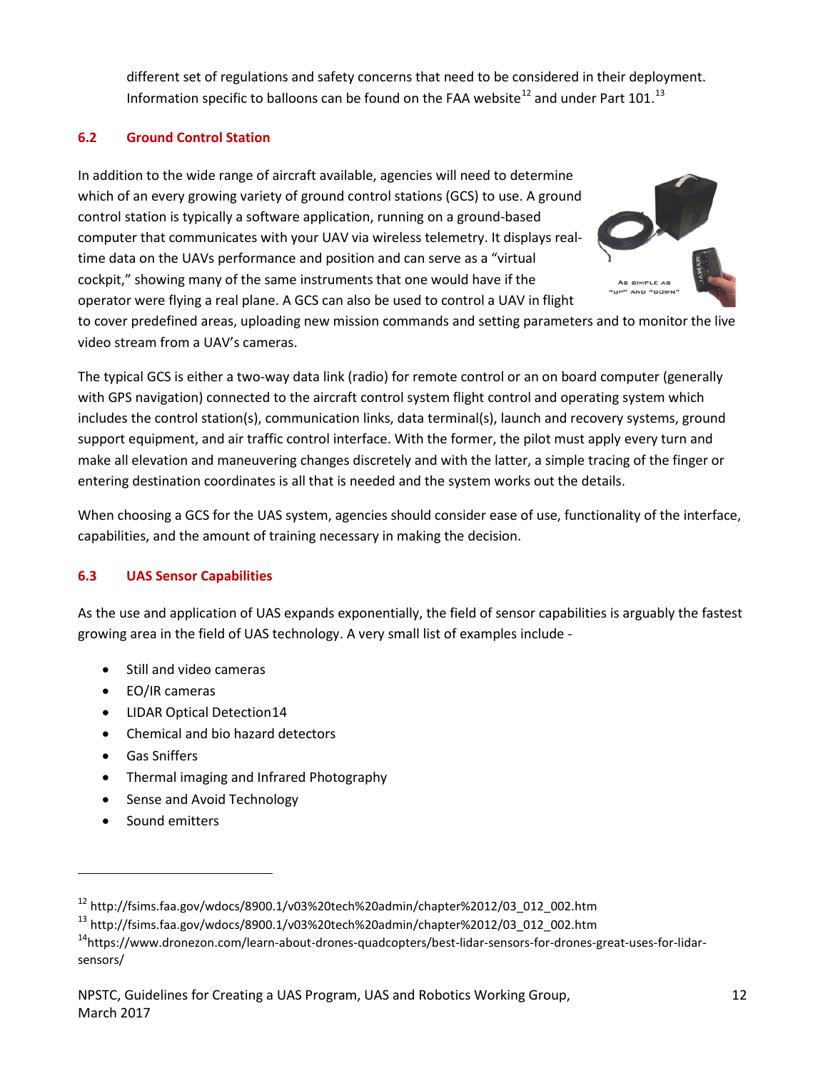different set of regulations and safety concerns that need to be considered in their deployment. Information specific to balloons can be found on the FAA website[12] and under Part 101.[13]

## 6.2 Ground Control Station

In addition to the wide range of aircraft available, agencies will need to determine which of an every growing variety of ground control stations (GCS) to use. A ground control station is typically a software application, running on a ground-based computer that communicates with your UAV via wireless telemetry. It displays real-time data on the UAVs performance and position and can serve as a "virtual cockpit," showing many of the same instruments that one would have if the operator were flying a real plane. A GCS can also be used to control a UAV in flight to cover predefined areas, uploading new mission commands and setting parameters and to monitor the live video stream from a UAV's cameras.

As simple as "up" and "down"

The typical GCS is either a two-way data link (radio) for remote control or an on board computer (generally with GPS navigation) connected to the aircraft control system flight control and operating system which includes the control station(s), communication links, data terminal(s), launch and recovery systems, ground support equipment, and air traffic control interface. With the former, the pilot must apply every turn and make all elevation and maneuvering changes discretely and with the latter, a simple tracing of the finger or entering destination coordinates is all that is needed and the system works out the details.

When choosing a GCS for the UAS system, agencies should consider ease of use, functionality of the interface, capabilities, and the amount of training necessary in making the decision.

## 6.3 UAS Sensor Capabilities

As the use and application of UAS expands exponentially, the field of sensor capabilities is arguably the fastest growing area in the field of UAS technology. A very small list of examples include -

- Still and video cameras
- EO/IR cameras
- LIDAR Optical Detection14
- Chemical and bio hazard detectors
- Gas Sniffers
- Thermal imaging and Infrared Photography
- Sense and Avoid Technology
- Sound emitters

---

[12] http://fsims.faa.gov/wdocs/8900.1/v03%20tech%20admin/chapter%2012/03_012_002.htm

[13] http://fsims.faa.gov/wdocs/8900.1/v03%20tech%20admin/chapter%2012/03_012_002.htm

[14] https://www.dronezon.com/learn-about-drones-quadcopters/best-lidar-sensors-for-drones-great-uses-for-lidar-sensors/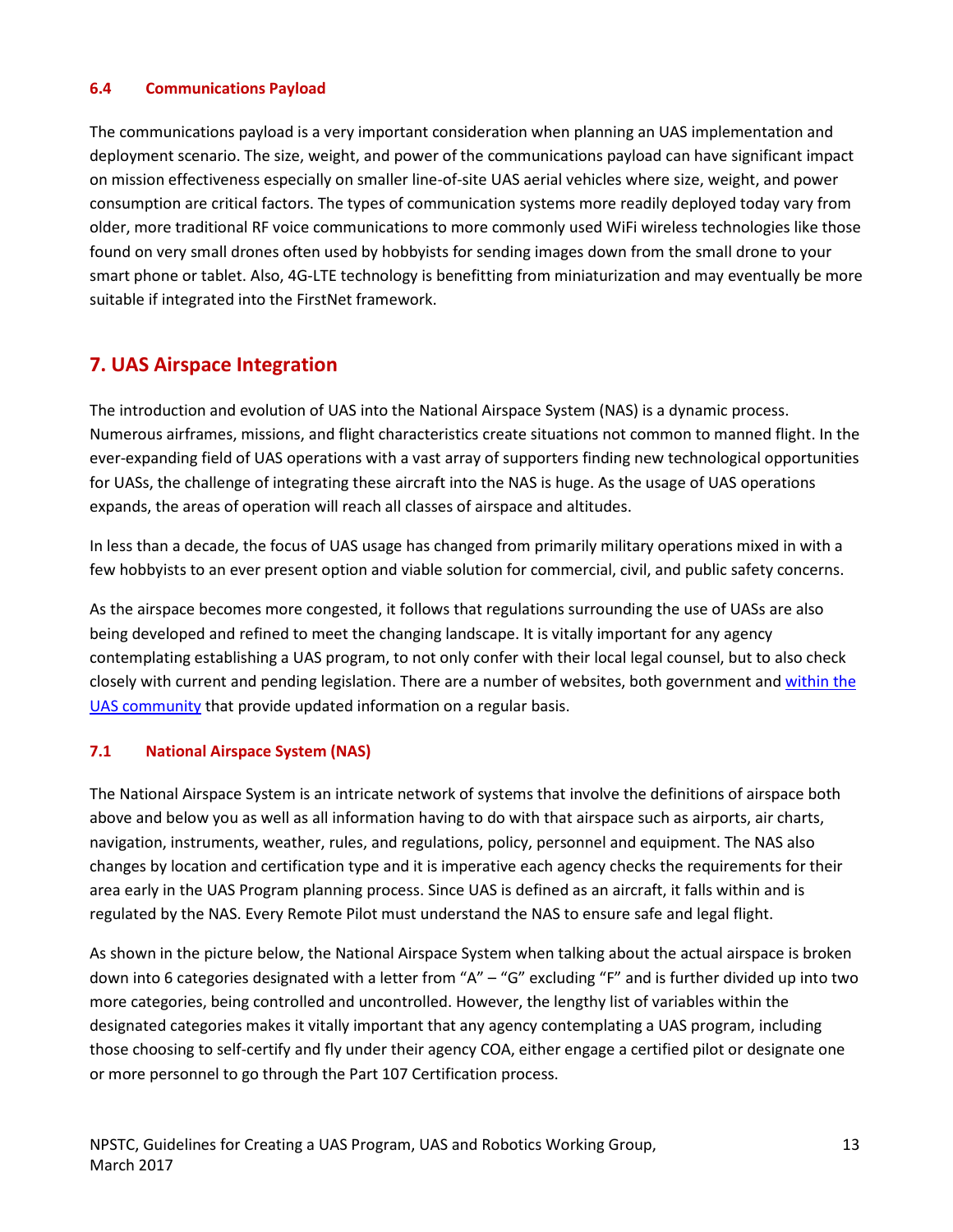### 6.4 Communications Payload

The communications payload is a very important consideration when planning an UAS implementation and deployment scenario. The size, weight, and power of the communications payload can have significant impact on mission effectiveness especially on smaller line-of-site UAS aerial vehicles where size, weight, and power consumption are critical factors. The types of communication systems more readily deployed today vary from older, more traditional RF voice communications to more commonly used WiFi wireless technologies like those found on very small drones often used by hobbyists for sending images down from the small drone to your smart phone or tablet. Also, 4G-LTE technology is benefitting from miniaturization and may eventually be more suitable if integrated into the FirstNet framework.

## 7. UAS Airspace Integration

The introduction and evolution of UAS into the National Airspace System (NAS) is a dynamic process. Numerous airframes, missions, and flight characteristics create situations not common to manned flight. In the ever-expanding field of UAS operations with a vast array of supporters finding new technological opportunities for UASs, the challenge of integrating these aircraft into the NAS is huge. As the usage of UAS operations expands, the areas of operation will reach all classes of airspace and altitudes.

In less than a decade, the focus of UAS usage has changed from primarily military operations mixed in with a few hobbyists to an ever present option and viable solution for commercial, civil, and public safety concerns.

As the airspace becomes more congested, it follows that regulations surrounding the use of UASs are also being developed and refined to meet the changing landscape. It is vitally important for any agency contemplating establishing a UAS program, to not only confer with their local legal counsel, but to also check closely with current and pending legislation. There are a number of websites, both government and within the UAS community that provide updated information on a regular basis.

### 7.1 National Airspace System (NAS)

The National Airspace System is an intricate network of systems that involve the definitions of airspace both above and below you as well as all information having to do with that airspace such as airports, air charts, navigation, instruments, weather, rules, and regulations, policy, personnel and equipment. The NAS also changes by location and certification type and it is imperative each agency checks the requirements for their area early in the UAS Program planning process. Since UAS is defined as an aircraft, it falls within and is regulated by the NAS. Every Remote Pilot must understand the NAS to ensure safe and legal flight.

As shown in the picture below, the National Airspace System when talking about the actual airspace is broken down into 6 categories designated with a letter from "A" – "G" excluding "F" and is further divided up into two more categories, being controlled and uncontrolled. However, the lengthy list of variables within the designated categories makes it vitally important that any agency contemplating a UAS program, including those choosing to self-certify and fly under their agency COA, either engage a certified pilot or designate one or more personnel to go through the Part 107 Certification process.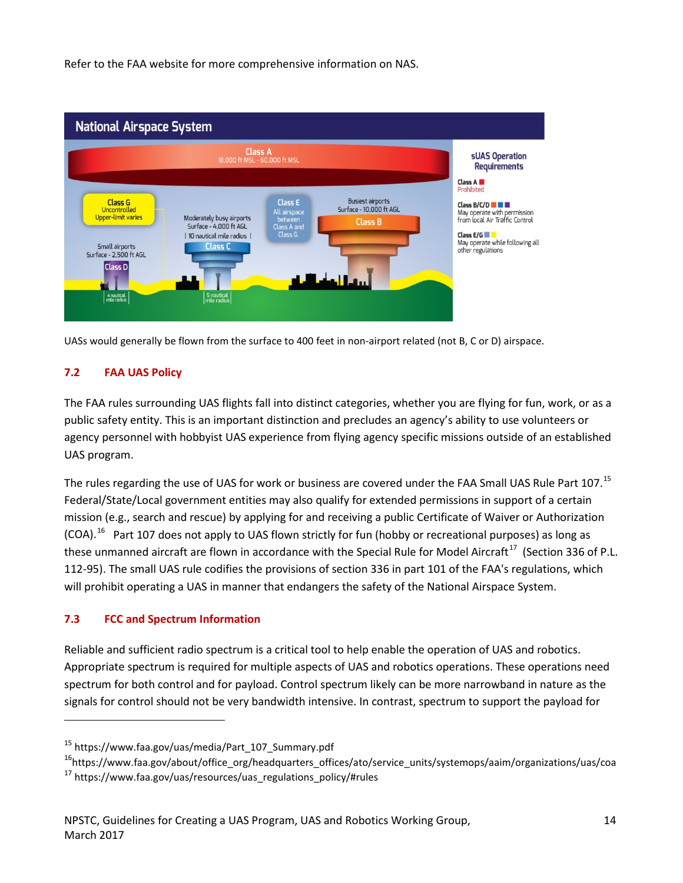Refer to the FAA website for more comprehensive information on NAS.

**National Airspace System**

Class A
18,000 ft MSL - 60,000 ft MSL

Class G
Uncontrolled
Upper-limit varies

Moderately busy airports
Surface - 4,000 ft AGL
| 10 nautical mile radius |

Class E
All airspace between Class A and Class G.

Busiest airports
Surface - 10,000 ft AGL

Class B

Class C

Small airports
Surface - 2,500 ft AGL

Class D

4 nautical mile radius

5 nautical mile radius

sUAS Operation Requirements

Class A
Prohibited

Class B/C/D
May operate with permission from local Air Traffic Control

Class E/G
May operate while following all other regulations

UASs would generally be flown from the surface to 400 feet in non-airport related (not B, C or D) airspace.

## 7.2 FAA UAS Policy

The FAA rules surrounding UAS flights fall into distinct categories, whether you are flying for fun, work, or as a public safety entity. This is an important distinction and precludes an agency's ability to use volunteers or agency personnel with hobbyist UAS experience from flying agency specific missions outside of an established UAS program.

The rules regarding the use of UAS for work or business are covered under the FAA Small UAS Rule Part 107.[15] Federal/State/Local government entities may also qualify for extended permissions in support of a certain mission (e.g., search and rescue) by applying for and receiving a public Certificate of Waiver or Authorization (COA).[16] Part 107 does not apply to UAS flown strictly for fun (hobby or recreational purposes) as long as these unmanned aircraft are flown in accordance with the Special Rule for Model Aircraft[17] (Section 336 of P.L. 112-95). The small UAS rule codifies the provisions of section 336 in part 101 of the FAA's regulations, which will prohibit operating a UAS in manner that endangers the safety of the National Airspace System.

## 7.3 FCC and Spectrum Information

Reliable and sufficient radio spectrum is a critical tool to help enable the operation of UAS and robotics. Appropriate spectrum is required for multiple aspects of UAS and robotics operations. These operations need spectrum for both control and for payload. Control spectrum likely can be more narrowband in nature as the signals for control should not be very bandwidth intensive. In contrast, spectrum to support the payload for

---

[15] https://www.faa.gov/uas/media/Part_107_Summary.pdf

[16] https://www.faa.gov/about/office_org/headquarters_offices/ato/service_units/systemops/aaim/organizations/uas/coa

[17] https://www.faa.gov/uas/resources/uas_regulations_policy/#rules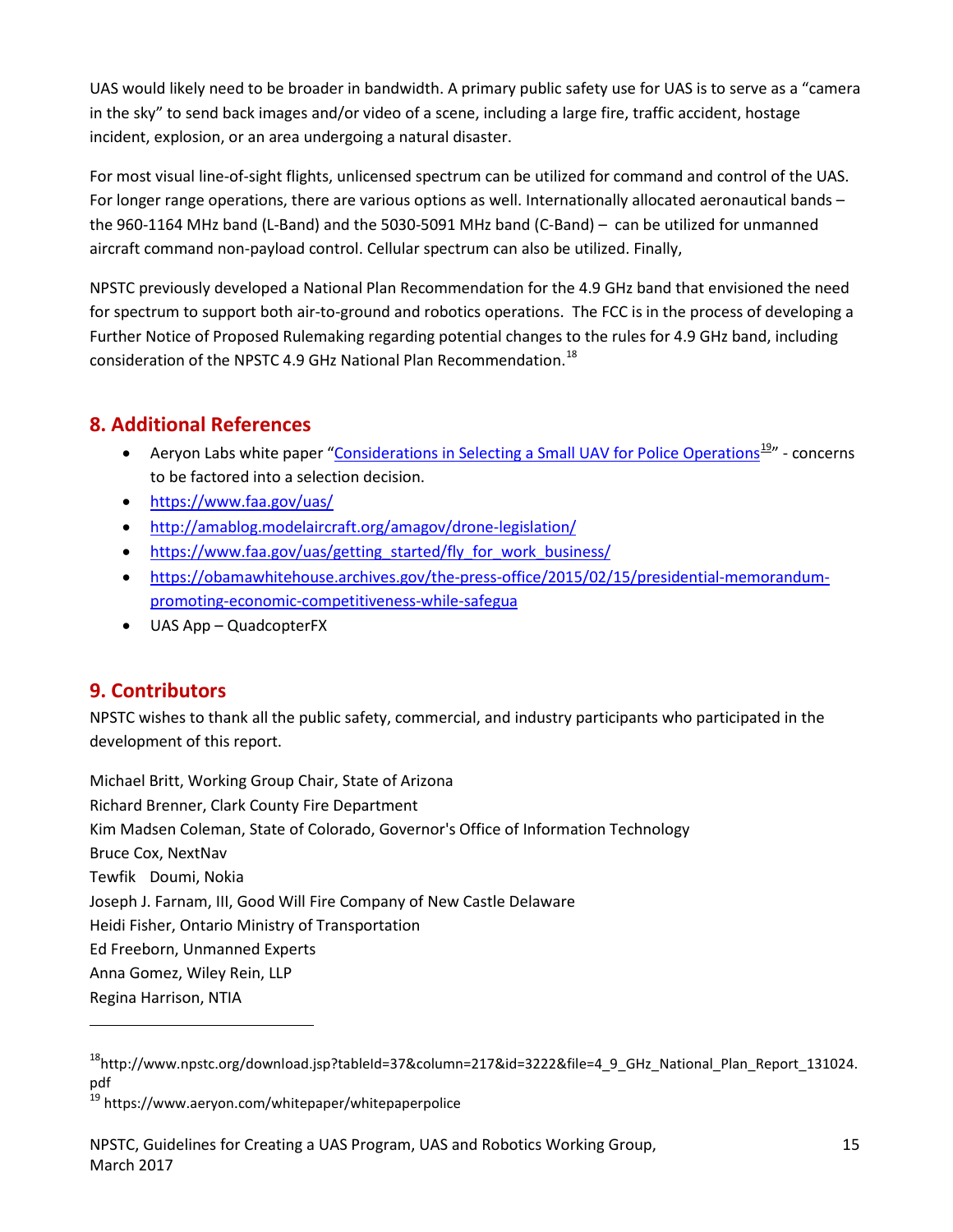UAS would likely need to be broader in bandwidth. A primary public safety use for UAS is to serve as a "camera in the sky" to send back images and/or video of a scene, including a large fire, traffic accident, hostage incident, explosion, or an area undergoing a natural disaster.

For most visual line-of-sight flights, unlicensed spectrum can be utilized for command and control of the UAS. For longer range operations, there are various options as well. Internationally allocated aeronautical bands – the 960-1164 MHz band (L-Band) and the 5030-5091 MHz band (C-Band) – can be utilized for unmanned aircraft command non-payload control. Cellular spectrum can also be utilized. Finally,

NPSTC previously developed a National Plan Recommendation for the 4.9 GHz band that envisioned the need for spectrum to support both air-to-ground and robotics operations. The FCC is in the process of developing a Further Notice of Proposed Rulemaking regarding potential changes to the rules for 4.9 GHz band, including consideration of the NPSTC 4.9 GHz National Plan Recommendation.[18]

## 8. Additional References

- Aeryon Labs white paper "Considerations in Selecting a Small UAV for Police Operations[19]" - concerns to be factored into a selection decision.
- https://www.faa.gov/uas/
- http://amablog.modelaircraft.org/amagov/drone-legislation/
- https://www.faa.gov/uas/getting_started/fly_for_work_business/
- https://obamawhitehouse.archives.gov/the-press-office/2015/02/15/presidential-memorandum-promoting-economic-competitiveness-while-safegua
- UAS App – QuadcopterFX

## 9. Contributors

NPSTC wishes to thank all the public safety, commercial, and industry participants who participated in the development of this report.

Michael Britt, Working Group Chair, State of Arizona
Richard Brenner, Clark County Fire Department
Kim Madsen Coleman, State of Colorado, Governor's Office of Information Technology
Bruce Cox, NextNav
Tewfik Doumi, Nokia
Joseph J. Farnam, III, Good Will Fire Company of New Castle Delaware
Heidi Fisher, Ontario Ministry of Transportation
Ed Freeborn, Unmanned Experts
Anna Gomez, Wiley Rein, LLP
Regina Harrison, NTIA

---

[18] http://www.npstc.org/download.jsp?tableId=37&column=217&id=3222&file=4_9_GHz_National_Plan_Report_131024.pdf

[19] https://www.aeryon.com/whitepaper/whitepaperpolice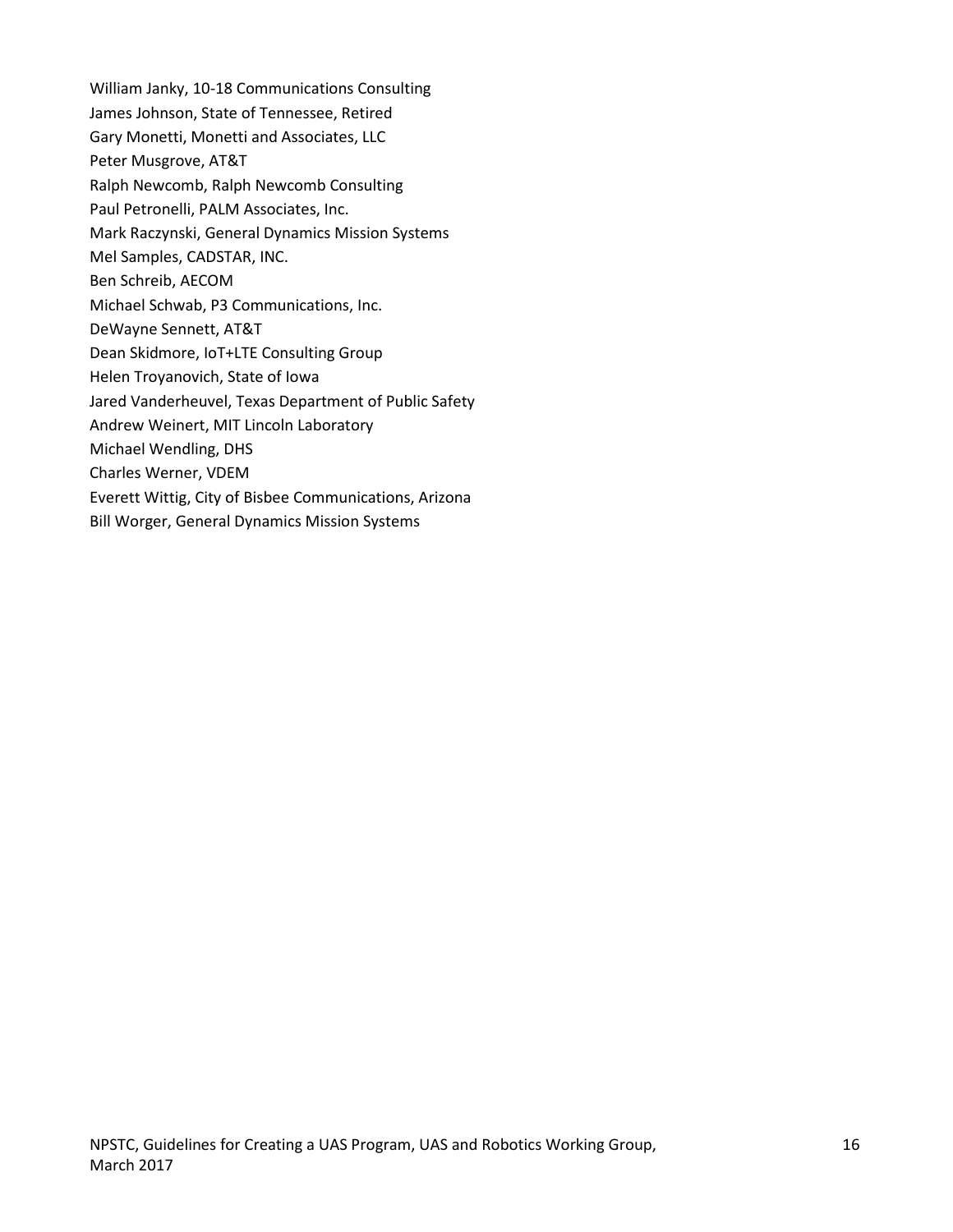William Janky, 10-18 Communications Consulting
James Johnson, State of Tennessee, Retired
Gary Monetti, Monetti and Associates, LLC
Peter Musgrove, AT&T
Ralph Newcomb, Ralph Newcomb Consulting
Paul Petronelli, PALM Associates, Inc.
Mark Raczynski, General Dynamics Mission Systems
Mel Samples, CADSTAR, INC.
Ben Schreib, AECOM
Michael Schwab, P3 Communications, Inc.
DeWayne Sennett, AT&T
Dean Skidmore, IoT+LTE Consulting Group
Helen Troyanovich, State of Iowa
Jared Vanderheuvel, Texas Department of Public Safety
Andrew Weinert, MIT Lincoln Laboratory
Michael Wendling, DHS
Charles Werner, VDEM
Everett Wittig, City of Bisbee Communications, Arizona
Bill Worger, General Dynamics Mission Systems